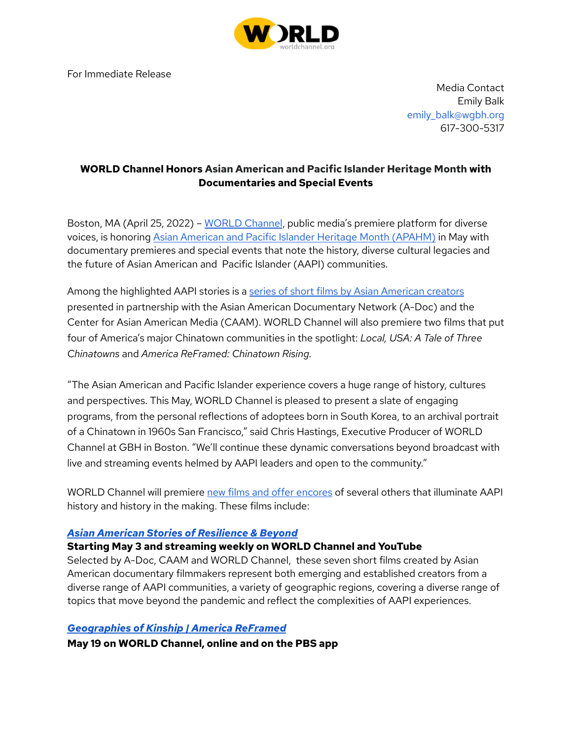For Immediate Release

Media Contact
Emily Balk
emily_balk@wgbh.org
617-300-5317

**WORLD Channel Honors Asian American and Pacific Islander Heritage Month with Documentaries and Special Events**

Boston, MA (April 25, 2022) – [WORLD Channel](), public media's premiere platform for diverse voices, is honoring [Asian American and Pacific Islander Heritage Month (APAHM)]() in May with documentary premieres and special events that note the history, diverse cultural legacies and the future of Asian American and Pacific Islander (AAPI) communities.

Among the highlighted AAPI stories is a [series of short films by Asian American creators]() presented in partnership with the Asian American Documentary Network (A-Doc) and the Center for Asian American Media (CAAM). WORLD Channel will also premiere two films that put four of America's major Chinatown communities in the spotlight: *Local, USA: A Tale of Three Chinatowns* and *America ReFramed: Chinatown Rising.*

"The Asian American and Pacific Islander experience covers a huge range of history, cultures and perspectives. This May, WORLD Channel is pleased to present a slate of engaging programs, from the personal reflections of adoptees born in South Korea, to an archival portrait of a Chinatown in 1960s San Francisco," said Chris Hastings, Executive Producer of WORLD Channel at GBH in Boston. "We'll continue these dynamic conversations beyond broadcast with live and streaming events helmed by AAPI leaders and open to the community."

WORLD Channel will premiere [new films and offer encores]() of several others that illuminate AAPI history and history in the making. These films include:

***[Asian American Stories of Resilience & Beyond]()***
**Starting May 3 and streaming weekly on WORLD Channel and YouTube**
Selected by A-Doc, CAAM and WORLD Channel, these seven short films created by Asian American documentary filmmakers represent both emerging and established creators from a diverse range of AAPI communities, a variety of geographic regions, covering a diverse range of topics that move beyond the pandemic and reflect the complexities of AAPI experiences.

***[Geographies of Kinship | America ReFramed]()***
**May 19 on WORLD Channel, online and on the PBS app**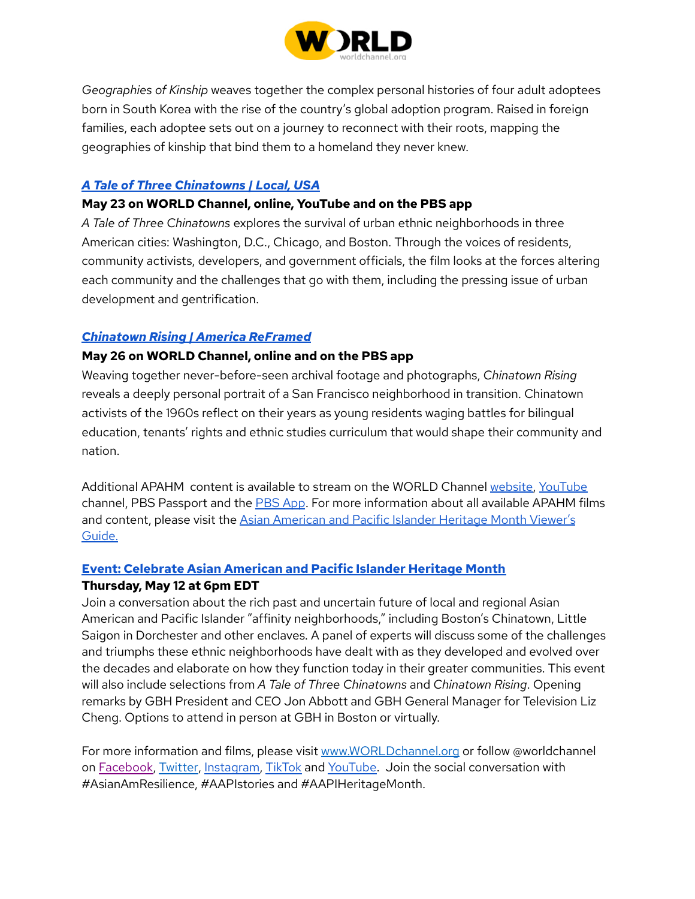*Geographies of Kinship* weaves together the complex personal histories of four adult adoptees born in South Korea with the rise of the country's global adoption program. Raised in foreign families, each adoptee sets out on a journey to reconnect with their roots, mapping the geographies of kinship that bind them to a homeland they never knew.

### [*A Tale of Three Chinatowns | Local, USA*]

**May 23 on WORLD Channel, online, YouTube and on the PBS app**

*A Tale of Three Chinatowns* explores the survival of urban ethnic neighborhoods in three American cities: Washington, D.C., Chicago, and Boston. Through the voices of residents, community activists, developers, and government officials, the film looks at the forces altering each community and the challenges that go with them, including the pressing issue of urban development and gentrification.

### [*Chinatown Rising | America ReFramed*]

**May 26 on WORLD Channel, online and on the PBS app**

Weaving together never-before-seen archival footage and photographs, *Chinatown Rising* reveals a deeply personal portrait of a San Francisco neighborhood in transition. Chinatown activists of the 1960s reflect on their years as young residents waging battles for bilingual education, tenants' rights and ethnic studies curriculum that would shape their community and nation.

Additional APAHM content is available to stream on the WORLD Channel website, YouTube channel, PBS Passport and the PBS App. For more information about all available APAHM films and content, please visit the Asian American and Pacific Islander Heritage Month Viewer's Guide.

### Event: Celebrate Asian American and Pacific Islander Heritage Month

**Thursday, May 12 at 6pm EDT**

Join a conversation about the rich past and uncertain future of local and regional Asian American and Pacific Islander "affinity neighborhoods," including Boston's Chinatown, Little Saigon in Dorchester and other enclaves. A panel of experts will discuss some of the challenges and triumphs these ethnic neighborhoods have dealt with as they developed and evolved over the decades and elaborate on how they function today in their greater communities. This event will also include selections from *A Tale of Three Chinatowns* and *Chinatown Rising*. Opening remarks by GBH President and CEO Jon Abbott and GBH General Manager for Television Liz Cheng. Options to attend in person at GBH in Boston or virtually.

For more information and films, please visit www.WORLDchannel.org or follow @worldchannel on Facebook, Twitter, Instagram, TikTok and YouTube. Join the social conversation with #AsianAmResilience, #AAPIstories and #AAPIHeritageMonth.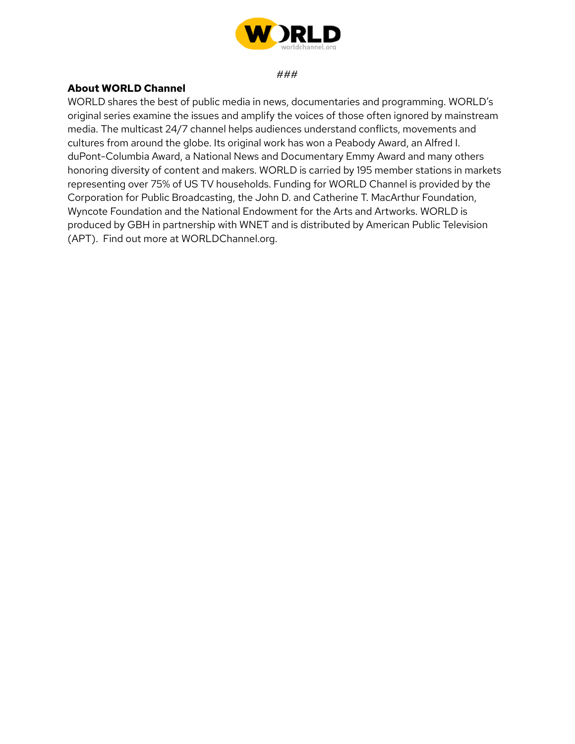###

**About WORLD Channel**

WORLD shares the best of public media in news, documentaries and programming. WORLD's original series examine the issues and amplify the voices of those often ignored by mainstream media. The multicast 24/7 channel helps audiences understand conflicts, movements and cultures from around the globe. Its original work has won a Peabody Award, an Alfred I. duPont-Columbia Award, a National News and Documentary Emmy Award and many others honoring diversity of content and makers. WORLD is carried by 195 member stations in markets representing over 75% of US TV households. Funding for WORLD Channel is provided by the Corporation for Public Broadcasting, the John D. and Catherine T. MacArthur Foundation, Wyncote Foundation and the National Endowment for the Arts and Artworks. WORLD is produced by GBH in partnership with WNET and is distributed by American Public Television (APT). Find out more at WORLDChannel.org.